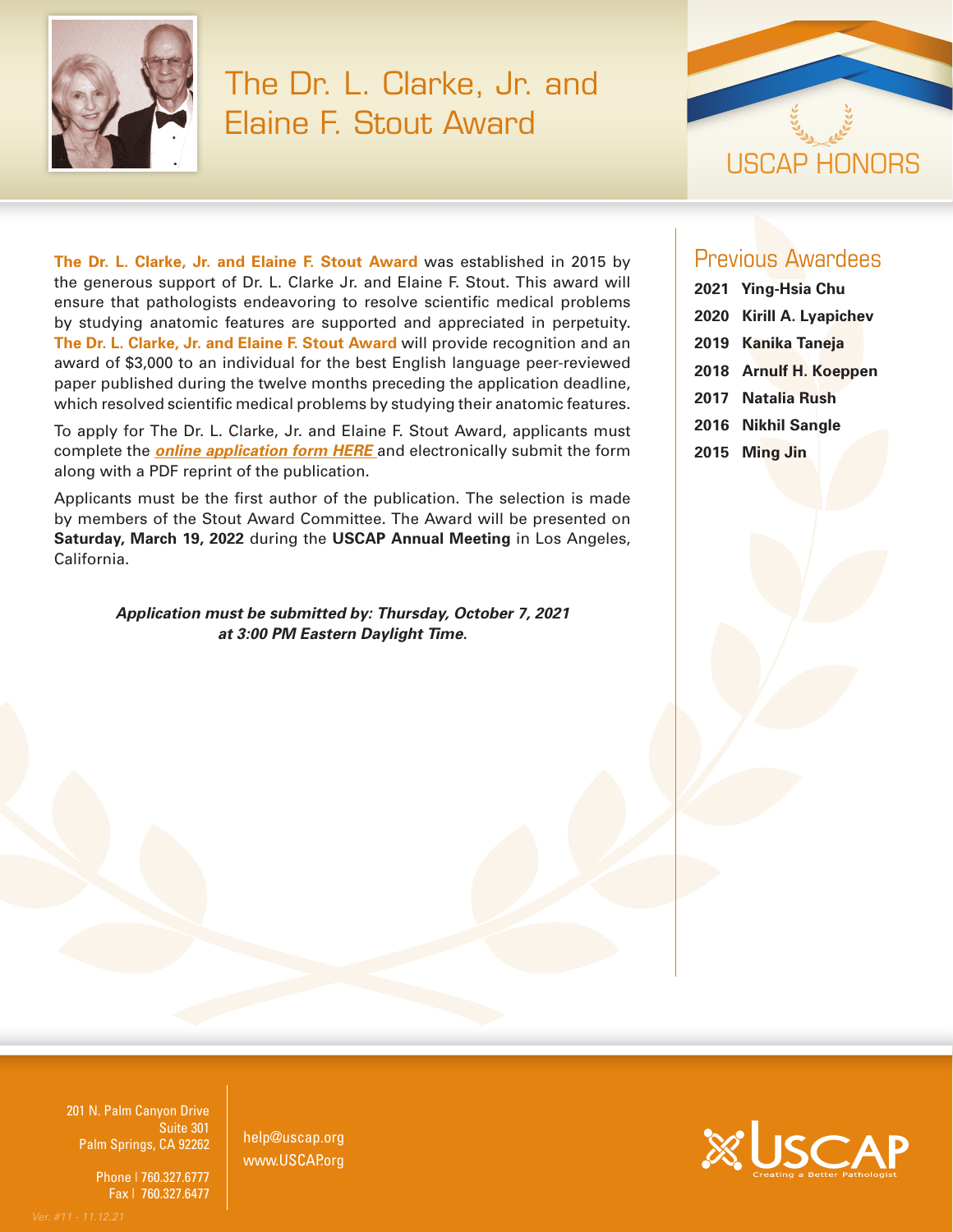# The Dr. L. Clarke, Jr. and Elaine F. Stout Award

USCAP HONORS

**The Dr. L. Clarke, Jr. and Elaine F. Stout Award** was established in 2015 by the generous support of Dr. L. Clarke Jr. and Elaine F. Stout. This award will ensure that pathologists endeavoring to resolve scientific medical problems by studying anatomic features are supported and appreciated in perpetuity. **The Dr. L. Clarke, Jr. and Elaine F. Stout Award** will provide recognition and an award of $3,000 to an individual for the best English language peer-reviewed paper published during the twelve months preceding the application deadline, which resolved scientific medical problems by studying their anatomic features.

To apply for The Dr. L. Clarke, Jr. and Elaine F. Stout Award, applicants must complete the ***online application form HERE*** and electronically submit the form along with a PDF reprint of the publication.

Applicants must be the first author of the publication. The selection is made by members of the Stout Award Committee. The Award will be presented on **Saturday, March 19, 2022** during the **USCAP Annual Meeting** in Los Angeles, California.

***Application must be submitted by: Thursday, October 7, 2021 at 3:00 PM Eastern Daylight Time.***

## Previous Awardees

- **2021 Ying-Hsia Chu**
- **2020 Kirill A. Lyapichev**
- **2019 Kanika Taneja**
- **2018 Arnulf H. Koeppen**
- **2017 Natalia Rush**
- **2016 Nikhil Sangle**
- **2015 Ming Jin**

201 N. Palm Canyon Drive
Suite 301
Palm Springs, CA 92262

Phone | 760.327.6777
Fax | 760.327.6477

help@uscap.org
www.USCAP.org

USCAP
Creating a Better Pathologist

Ver. #11 - 11.12.21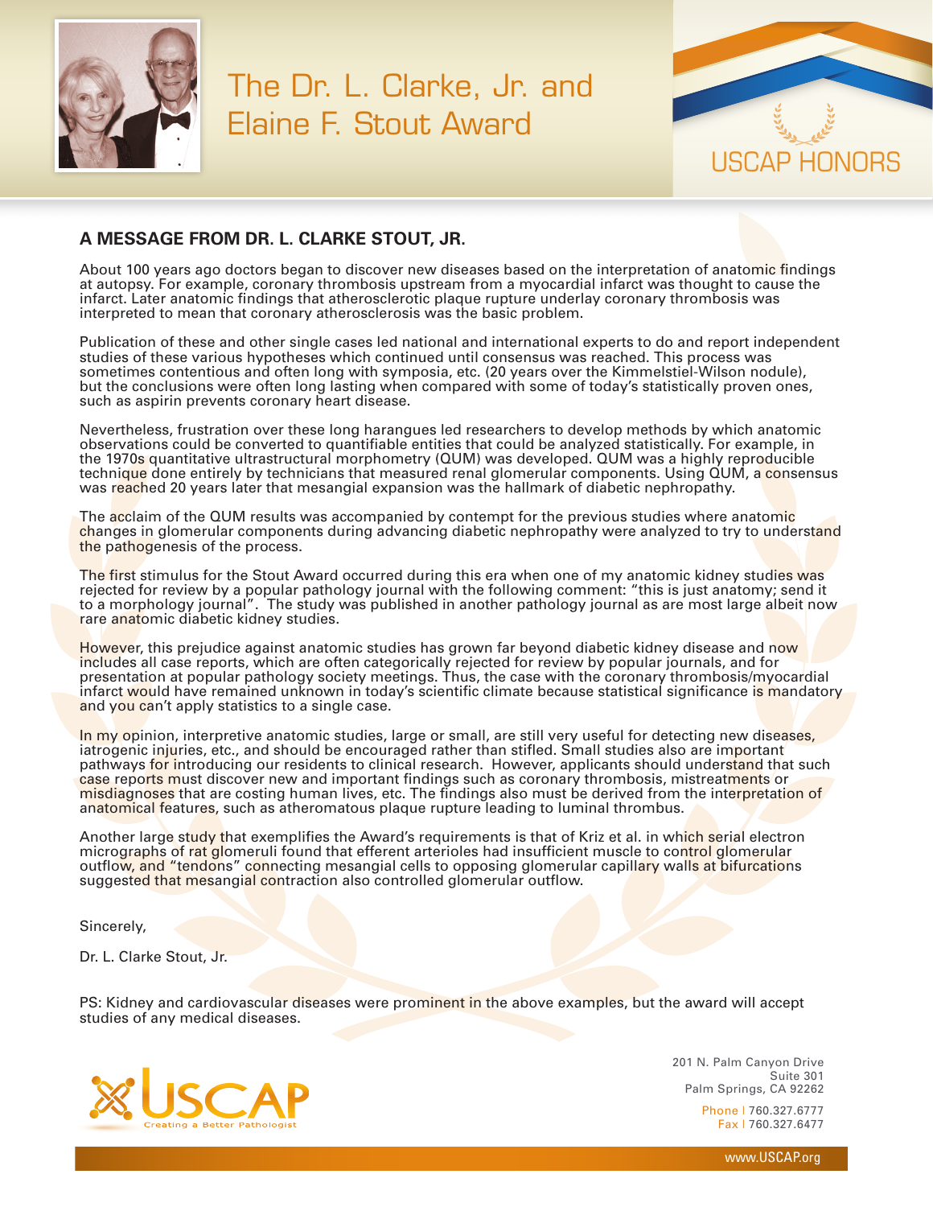# The Dr. L. Clarke, Jr. and Elaine F. Stout Award

USCAP HONORS

## A MESSAGE FROM DR. L. CLARKE STOUT, JR.

About 100 years ago doctors began to discover new diseases based on the interpretation of anatomic findings at autopsy. For example, coronary thrombosis upstream from a myocardial infarct was thought to cause the infarct. Later anatomic findings that atherosclerotic plaque rupture underlay coronary thrombosis was interpreted to mean that coronary atherosclerosis was the basic problem.

Publication of these and other single cases led national and international experts to do and report independent studies of these various hypotheses which continued until consensus was reached. This process was sometimes contentious and often long with symposia, etc. (20 years over the Kimmelstiel-Wilson nodule), but the conclusions were often long lasting when compared with some of today's statistically proven ones, such as aspirin prevents coronary heart disease.

Nevertheless, frustration over these long harangues led researchers to develop methods by which anatomic observations could be converted to quantifiable entities that could be analyzed statistically. For example, in the 1970s quantitative ultrastructural morphometry (QUM) was developed. QUM was a highly reproducible technique done entirely by technicians that measured renal glomerular components. Using QUM, a consensus was reached 20 years later that mesangial expansion was the hallmark of diabetic nephropathy.

The acclaim of the QUM results was accompanied by contempt for the previous studies where anatomic changes in glomerular components during advancing diabetic nephropathy were analyzed to try to understand the pathogenesis of the process.

The first stimulus for the Stout Award occurred during this era when one of my anatomic kidney studies was rejected for review by a popular pathology journal with the following comment: "this is just anatomy; send it to a morphology journal". The study was published in another pathology journal as are most large albeit now rare anatomic diabetic kidney studies.

However, this prejudice against anatomic studies has grown far beyond diabetic kidney disease and now includes all case reports, which are often categorically rejected for review by popular journals, and for presentation at popular pathology society meetings. Thus, the case with the coronary thrombosis/myocardial infarct would have remained unknown in today's scientific climate because statistical significance is mandatory and you can't apply statistics to a single case.

In my opinion, interpretive anatomic studies, large or small, are still very useful for detecting new diseases, iatrogenic injuries, etc., and should be encouraged rather than stifled. Small studies also are important pathways for introducing our residents to clinical research. However, applicants should understand that such case reports must discover new and important findings such as coronary thrombosis, mistreatments or misdiagnoses that are costing human lives, etc. The findings also must be derived from the interpretation of anatomical features, such as atheromatous plaque rupture leading to luminal thrombus.

Another large study that exemplifies the Award's requirements is that of Kriz et al. in which serial electron micrographs of rat glomeruli found that efferent arterioles had insufficient muscle to control glomerular outflow, and "tendons" connecting mesangial cells to opposing glomerular capillary walls at bifurcations suggested that mesangial contraction also controlled glomerular outflow.

Sincerely,

Dr. L. Clarke Stout, Jr.

PS: Kidney and cardiovascular diseases were prominent in the above examples, but the award will accept studies of any medical diseases.

USCAP
Creating a Better Pathologist

201 N. Palm Canyon Drive
Suite 301
Palm Springs, CA 92262

Phone | 760.327.6777
Fax | 760.327.6477

www.USCAP.org